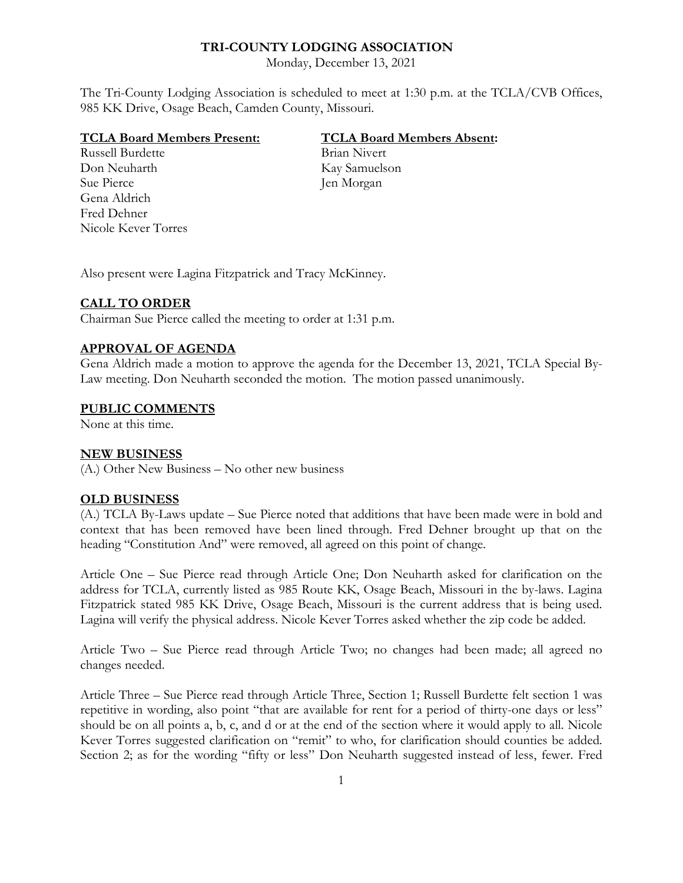# TRI-COUNTY LODGING ASSOCIATION

Monday, December 13, 2021

The Tri-County Lodging Association is scheduled to meet at 1:30 p.m. at the TCLA/CVB Offices, 985 KK Drive, Osage Beach, Camden County, Missouri.

| **TCLA Board Members Present:** | **TCLA Board Members Absent:** |
|---|---|
| Russell Burdette | Brian Nivert |
| Don Neuharth | Kay Samuelson |
| Sue Pierce | Jen Morgan |
| Gena Aldrich | |
| Fred Dehner | |
| Nicole Kever Torres | |

Also present were Lagina Fitzpatrick and Tracy McKinney.

## CALL TO ORDER

Chairman Sue Pierce called the meeting to order at 1:31 p.m.

## APPROVAL OF AGENDA

Gena Aldrich made a motion to approve the agenda for the December 13, 2021, TCLA Special By-Law meeting. Don Neuharth seconded the motion. The motion passed unanimously.

## PUBLIC COMMENTS

None at this time.

## NEW BUSINESS

(A.) Other New Business – No other new business

## OLD BUSINESS

(A.) TCLA By-Laws update – Sue Pierce noted that additions that have been made were in bold and context that has been removed have been lined through. Fred Dehner brought up that on the heading "Constitution And" were removed, all agreed on this point of change.

Article One – Sue Pierce read through Article One; Don Neuharth asked for clarification on the address for TCLA, currently listed as 985 Route KK, Osage Beach, Missouri in the by-laws. Lagina Fitzpatrick stated 985 KK Drive, Osage Beach, Missouri is the current address that is being used. Lagina will verify the physical address. Nicole Kever Torres asked whether the zip code be added.

Article Two – Sue Pierce read through Article Two; no changes had been made; all agreed no changes needed.

Article Three – Sue Pierce read through Article Three, Section 1; Russell Burdette felt section 1 was repetitive in wording, also point "that are available for rent for a period of thirty-one days or less" should be on all points a, b, c, and d or at the end of the section where it would apply to all. Nicole Kever Torres suggested clarification on "remit" to who, for clarification should counties be added. Section 2; as for the wording "fifty or less" Don Neuharth suggested instead of less, fewer. Fred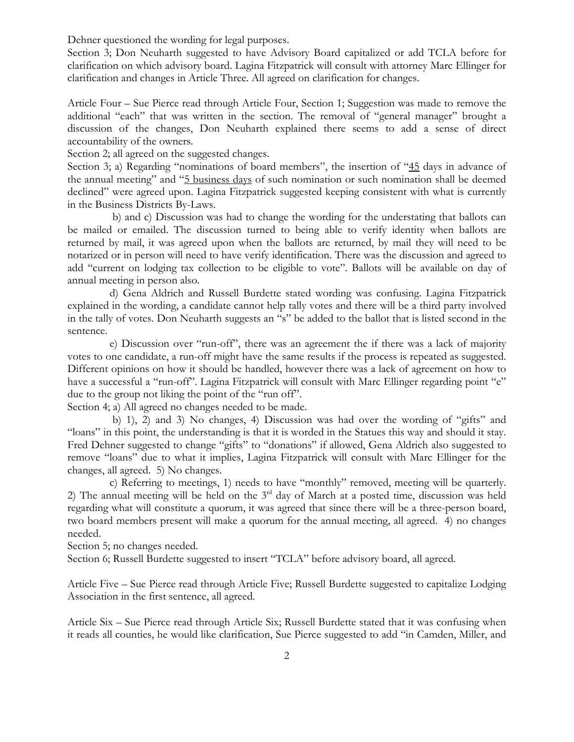Dehner questioned the wording for legal purposes.

Section 3; Don Neuharth suggested to have Advisory Board capitalized or add TCLA before for clarification on which advisory board. Lagina Fitzpatrick will consult with attorney Marc Ellinger for clarification and changes in Article Three. All agreed on clarification for changes.

Article Four – Sue Pierce read through Article Four, Section 1; Suggestion was made to remove the additional "each" that was written in the section. The removal of "general manager" brought a discussion of the changes, Don Neuharth explained there seems to add a sense of direct accountability of the owners.

Section 2; all agreed on the suggested changes.

Section 3; a) Regarding "nominations of board members", the insertion of "<u>45</u> days in advance of the annual meeting" and "<u>5 business days</u> of such nomination or such nomination shall be deemed declined" were agreed upon. Lagina Fitzpatrick suggested keeping consistent with what is currently in the Business Districts By-Laws.

b) and c) Discussion was had to change the wording for the understating that ballots can be mailed or emailed. The discussion turned to being able to verify identity when ballots are returned by mail, it was agreed upon when the ballots are returned, by mail they will need to be notarized or in person will need to have verify identification. There was the discussion and agreed to add "current on lodging tax collection to be eligible to vote". Ballots will be available on day of annual meeting in person also.

d) Gena Aldrich and Russell Burdette stated wording was confusing. Lagina Fitzpatrick explained in the wording, a candidate cannot help tally votes and there will be a third party involved in the tally of votes. Don Neuharth suggests an "s" be added to the ballot that is listed second in the sentence.

e) Discussion over "run-off", there was an agreement the if there was a lack of majority votes to one candidate, a run-off might have the same results if the process is repeated as suggested. Different opinions on how it should be handled, however there was a lack of agreement on how to have a successful a "run-off". Lagina Fitzpatrick will consult with Marc Ellinger regarding point "e" due to the group not liking the point of the "run off".

Section 4; a) All agreed no changes needed to be made.

b) 1), 2) and 3) No changes, 4) Discussion was had over the wording of "gifts" and "loans" in this point, the understanding is that it is worded in the Statues this way and should it stay. Fred Dehner suggested to change "gifts" to "donations" if allowed, Gena Aldrich also suggested to remove "loans" due to what it implies, Lagina Fitzpatrick will consult with Marc Ellinger for the changes, all agreed. 5) No changes.

c) Referring to meetings, 1) needs to have "monthly" removed, meeting will be quarterly. 2) The annual meeting will be held on the 3rd day of March at a posted time, discussion was held regarding what will constitute a quorum, it was agreed that since there will be a three-person board, two board members present will make a quorum for the annual meeting, all agreed. 4) no changes needed.

Section 5; no changes needed.

Section 6; Russell Burdette suggested to insert "TCLA" before advisory board, all agreed.

Article Five – Sue Pierce read through Article Five; Russell Burdette suggested to capitalize Lodging Association in the first sentence, all agreed.

Article Six – Sue Pierce read through Article Six; Russell Burdette stated that it was confusing when it reads all counties, he would like clarification, Sue Pierce suggested to add "in Camden, Miller, and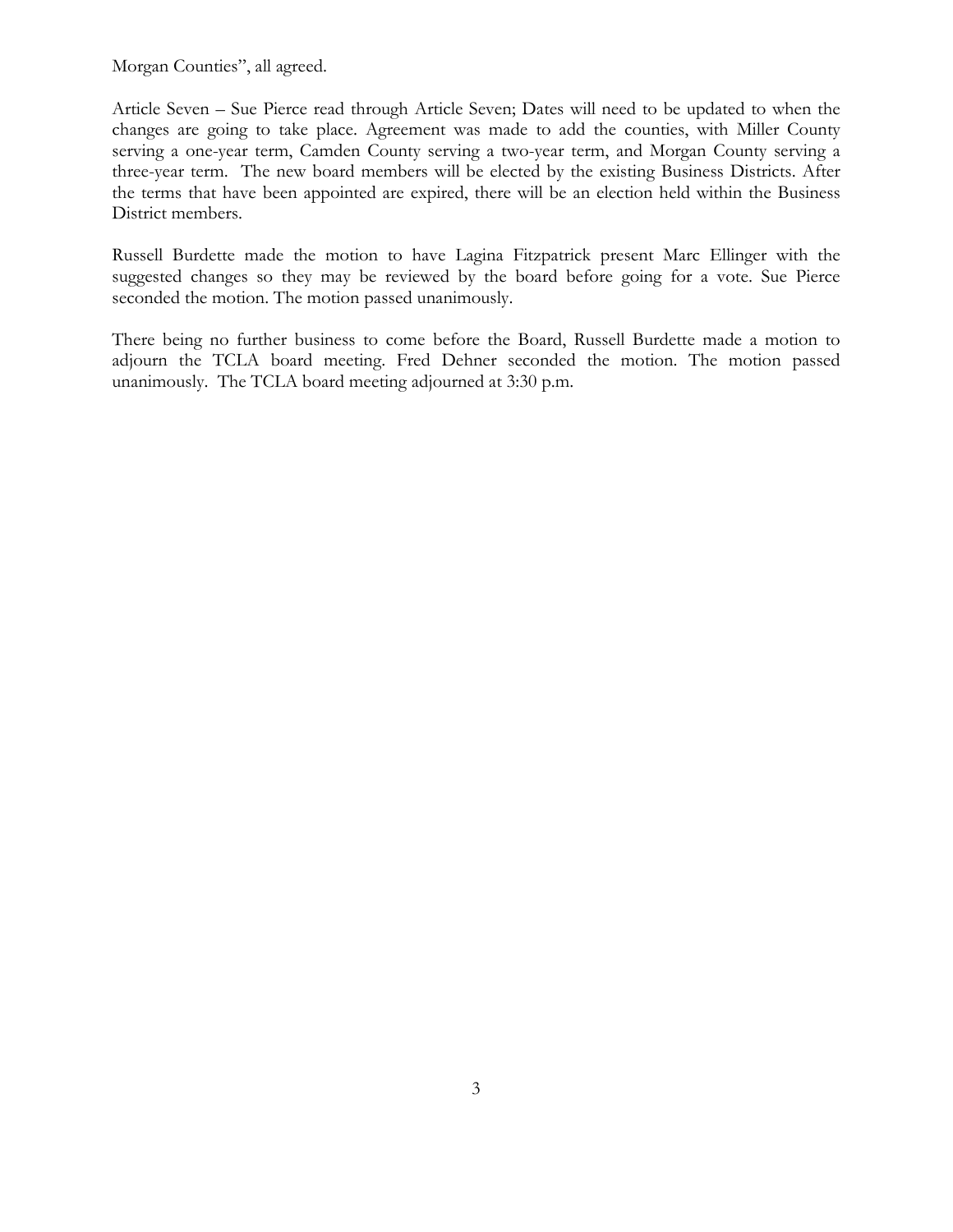Morgan Counties", all agreed.

Article Seven – Sue Pierce read through Article Seven; Dates will need to be updated to when the changes are going to take place. Agreement was made to add the counties, with Miller County serving a one-year term, Camden County serving a two-year term, and Morgan County serving a three-year term. The new board members will be elected by the existing Business Districts. After the terms that have been appointed are expired, there will be an election held within the Business District members.

Russell Burdette made the motion to have Lagina Fitzpatrick present Marc Ellinger with the suggested changes so they may be reviewed by the board before going for a vote. Sue Pierce seconded the motion. The motion passed unanimously.

There being no further business to come before the Board, Russell Burdette made a motion to adjourn the TCLA board meeting. Fred Dehner seconded the motion. The motion passed unanimously. The TCLA board meeting adjourned at 3:30 p.m.